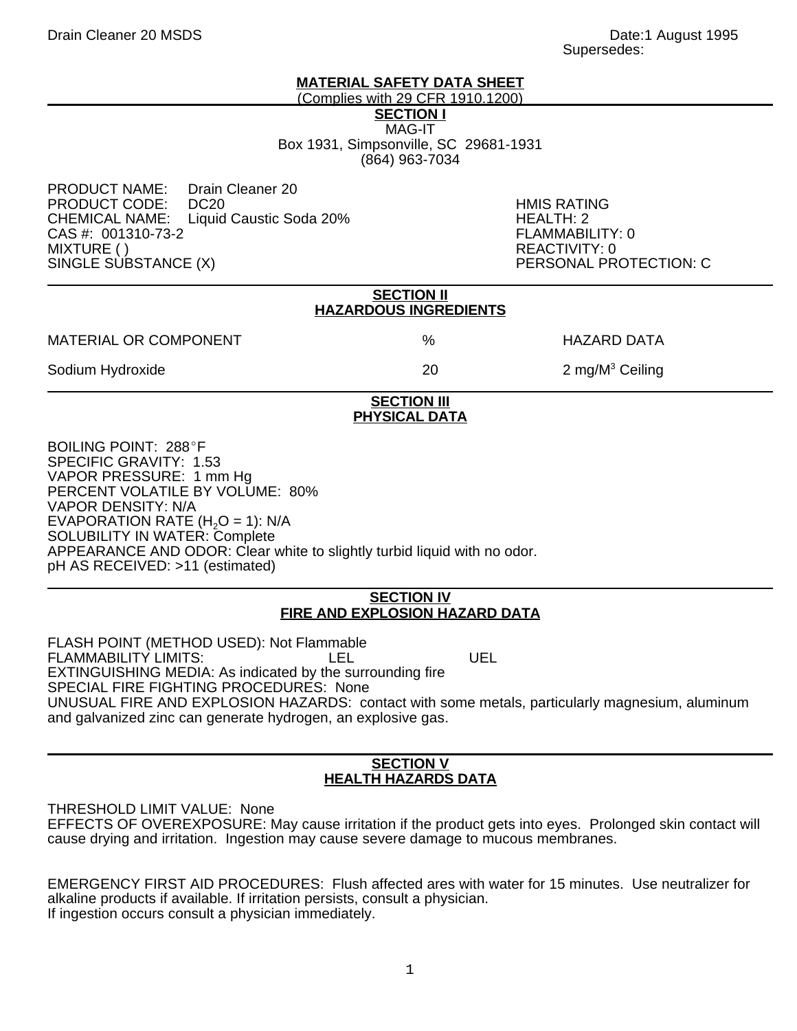Drain Cleaner 20 MSDS

Date:1 August 1995
Supersedes:

**MATERIAL SAFETY DATA SHEET**
(Complies with 29 CFR 1910.1200)

## SECTION I

MAG-IT
Box 1931, Simpsonville, SC 29681-1931
(864) 963-7034

PRODUCT NAME: Drain Cleaner 20
PRODUCT CODE: DC20
CHEMICAL NAME: Liquid Caustic Soda 20%
CAS #: 001310-73-2
MIXTURE ( )
SINGLE SUBSTANCE (X)

HMIS RATING
HEALTH: 2
FLAMMABILITY: 0
REACTIVITY: 0
PERSONAL PROTECTION: C

## SECTION II
## HAZARDOUS INGREDIENTS

| MATERIAL OR COMPONENT | % | HAZARD DATA |
| --- | --- | --- |
| Sodium Hydroxide | 20 | 2 mg/$M^3$ Ceiling |

## SECTION III
## PHYSICAL DATA

BOILING POINT: 288°F
SPECIFIC GRAVITY: 1.53
VAPOR PRESSURE: 1 mm Hg
PERCENT VOLATILE BY VOLUME: 80%
VAPOR DENSITY: N/A
EVAPORATION RATE ($H_2O$ = 1): N/A
SOLUBILITY IN WATER: Complete
APPEARANCE AND ODOR: Clear white to slightly turbid liquid with no odor.
pH AS RECEIVED: >11 (estimated)

## SECTION IV
## FIRE AND EXPLOSION HAZARD DATA

FLASH POINT (METHOD USED): Not Flammable
FLAMMABILITY LIMITS: LEL UEL
EXTINGUISHING MEDIA: As indicated by the surrounding fire
SPECIAL FIRE FIGHTING PROCEDURES: None
UNUSUAL FIRE AND EXPLOSION HAZARDS: contact with some metals, particularly magnesium, aluminum and galvanized zinc can generate hydrogen, an explosive gas.

## SECTION V
## HEALTH HAZARDS DATA

THRESHOLD LIMIT VALUE: None
EFFECTS OF OVEREXPOSURE: May cause irritation if the product gets into eyes. Prolonged skin contact will cause drying and irritation. Ingestion may cause severe damage to mucous membranes.

EMERGENCY FIRST AID PROCEDURES: Flush affected ares with water for 15 minutes. Use neutralizer for alkaline products if available. If irritation persists, consult a physician.
If ingestion occurs consult a physician immediately.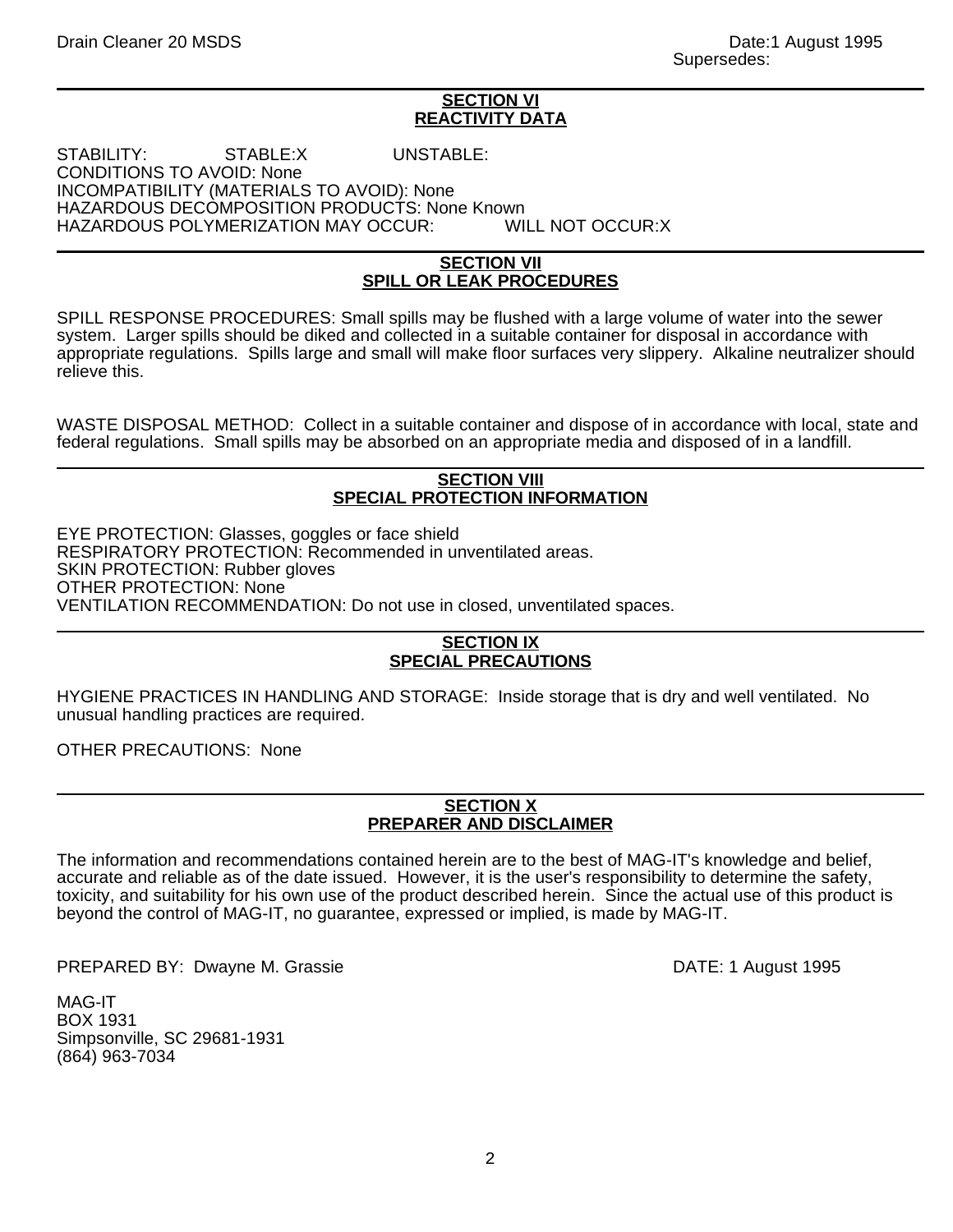## SECTION VI
## REACTIVITY DATA

STABILITY: STABLE:X UNSTABLE:
CONDITIONS TO AVOID: None
INCOMPATIBILITY (MATERIALS TO AVOID): None
HAZARDOUS DECOMPOSITION PRODUCTS: None Known
HAZARDOUS POLYMERIZATION MAY OCCUR: WILL NOT OCCUR:X

## SECTION VII
## SPILL OR LEAK PROCEDURES

SPILL RESPONSE PROCEDURES: Small spills may be flushed with a large volume of water into the sewer system. Larger spills should be diked and collected in a suitable container for disposal in accordance with appropriate regulations. Spills large and small will make floor surfaces very slippery. Alkaline neutralizer should relieve this.

WASTE DISPOSAL METHOD: Collect in a suitable container and dispose of in accordance with local, state and federal regulations. Small spills may be absorbed on an appropriate media and disposed of in a landfill.

## SECTION VIII
## SPECIAL PROTECTION INFORMATION

EYE PROTECTION: Glasses, goggles or face shield
RESPIRATORY PROTECTION: Recommended in unventilated areas.
SKIN PROTECTION: Rubber gloves
OTHER PROTECTION: None
VENTILATION RECOMMENDATION: Do not use in closed, unventilated spaces.

## SECTION IX
## SPECIAL PRECAUTIONS

HYGIENE PRACTICES IN HANDLING AND STORAGE: Inside storage that is dry and well ventilated. No unusual handling practices are required.

OTHER PRECAUTIONS: None

## SECTION X
## PREPARER AND DISCLAIMER

The information and recommendations contained herein are to the best of MAG-IT's knowledge and belief, accurate and reliable as of the date issued. However, it is the user's responsibility to determine the safety, toxicity, and suitability for his own use of the product described herein. Since the actual use of this product is beyond the control of MAG-IT, no guarantee, expressed or implied, is made by MAG-IT.

PREPARED BY: Dwayne M. Grassie DATE: 1 August 1995

MAG-IT
BOX 1931
Simpsonville, SC 29681-1931
(864) 963-7034